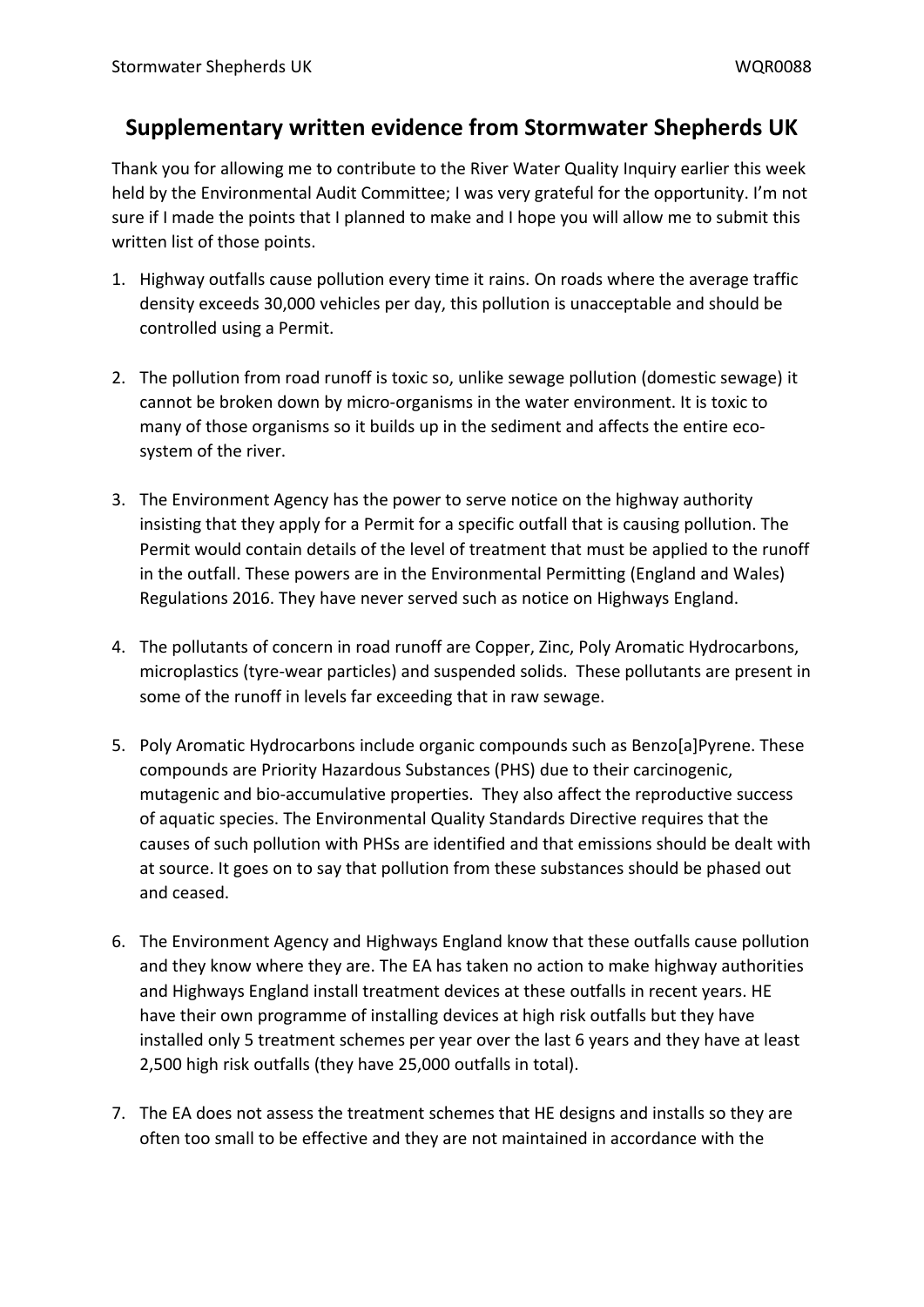# Supplementary written evidence from Stormwater Shepherds UK

Thank you for allowing me to contribute to the River Water Quality Inquiry earlier this week held by the Environmental Audit Committee; I was very grateful for the opportunity. I'm not sure if I made the points that I planned to make and I hope you will allow me to submit this written list of those points.

1. Highway outfalls cause pollution every time it rains. On roads where the average traffic density exceeds 30,000 vehicles per day, this pollution is unacceptable and should be controlled using a Permit.

2. The pollution from road runoff is toxic so, unlike sewage pollution (domestic sewage) it cannot be broken down by micro-organisms in the water environment. It is toxic to many of those organisms so it builds up in the sediment and affects the entire eco-system of the river.

3. The Environment Agency has the power to serve notice on the highway authority insisting that they apply for a Permit for a specific outfall that is causing pollution. The Permit would contain details of the level of treatment that must be applied to the runoff in the outfall. These powers are in the Environmental Permitting (England and Wales) Regulations 2016. They have never served such as notice on Highways England.

4. The pollutants of concern in road runoff are Copper, Zinc, Poly Aromatic Hydrocarbons, microplastics (tyre-wear particles) and suspended solids. These pollutants are present in some of the runoff in levels far exceeding that in raw sewage.

5. Poly Aromatic Hydrocarbons include organic compounds such as Benzo[a]Pyrene. These compounds are Priority Hazardous Substances (PHS) due to their carcinogenic, mutagenic and bio-accumulative properties. They also affect the reproductive success of aquatic species. The Environmental Quality Standards Directive requires that the causes of such pollution with PHSs are identified and that emissions should be dealt with at source. It goes on to say that pollution from these substances should be phased out and ceased.

6. The Environment Agency and Highways England know that these outfalls cause pollution and they know where they are. The EA has taken no action to make highway authorities and Highways England install treatment devices at these outfalls in recent years. HE have their own programme of installing devices at high risk outfalls but they have installed only 5 treatment schemes per year over the last 6 years and they have at least 2,500 high risk outfalls (they have 25,000 outfalls in total).

7. The EA does not assess the treatment schemes that HE designs and installs so they are often too small to be effective and they are not maintained in accordance with the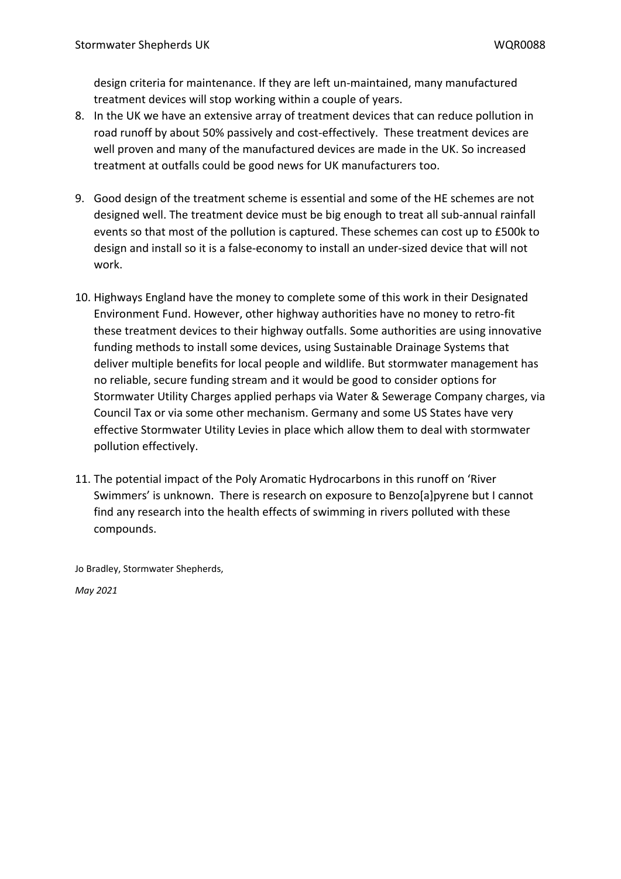design criteria for maintenance. If they are left un-maintained, many manufactured treatment devices will stop working within a couple of years.

8. In the UK we have an extensive array of treatment devices that can reduce pollution in road runoff by about 50% passively and cost-effectively. These treatment devices are well proven and many of the manufactured devices are made in the UK. So increased treatment at outfalls could be good news for UK manufacturers too.

9. Good design of the treatment scheme is essential and some of the HE schemes are not designed well. The treatment device must be big enough to treat all sub-annual rainfall events so that most of the pollution is captured. These schemes can cost up to £500k to design and install so it is a false-economy to install an under-sized device that will not work.

10. Highways England have the money to complete some of this work in their Designated Environment Fund. However, other highway authorities have no money to retro-fit these treatment devices to their highway outfalls. Some authorities are using innovative funding methods to install some devices, using Sustainable Drainage Systems that deliver multiple benefits for local people and wildlife. But stormwater management has no reliable, secure funding stream and it would be good to consider options for Stormwater Utility Charges applied perhaps via Water & Sewerage Company charges, via Council Tax or via some other mechanism. Germany and some US States have very effective Stormwater Utility Levies in place which allow them to deal with stormwater pollution effectively.

11. The potential impact of the Poly Aromatic Hydrocarbons in this runoff on 'River Swimmers' is unknown. There is research on exposure to Benzo[a]pyrene but I cannot find any research into the health effects of swimming in rivers polluted with these compounds.

Jo Bradley, Stormwater Shepherds,

*May 2021*